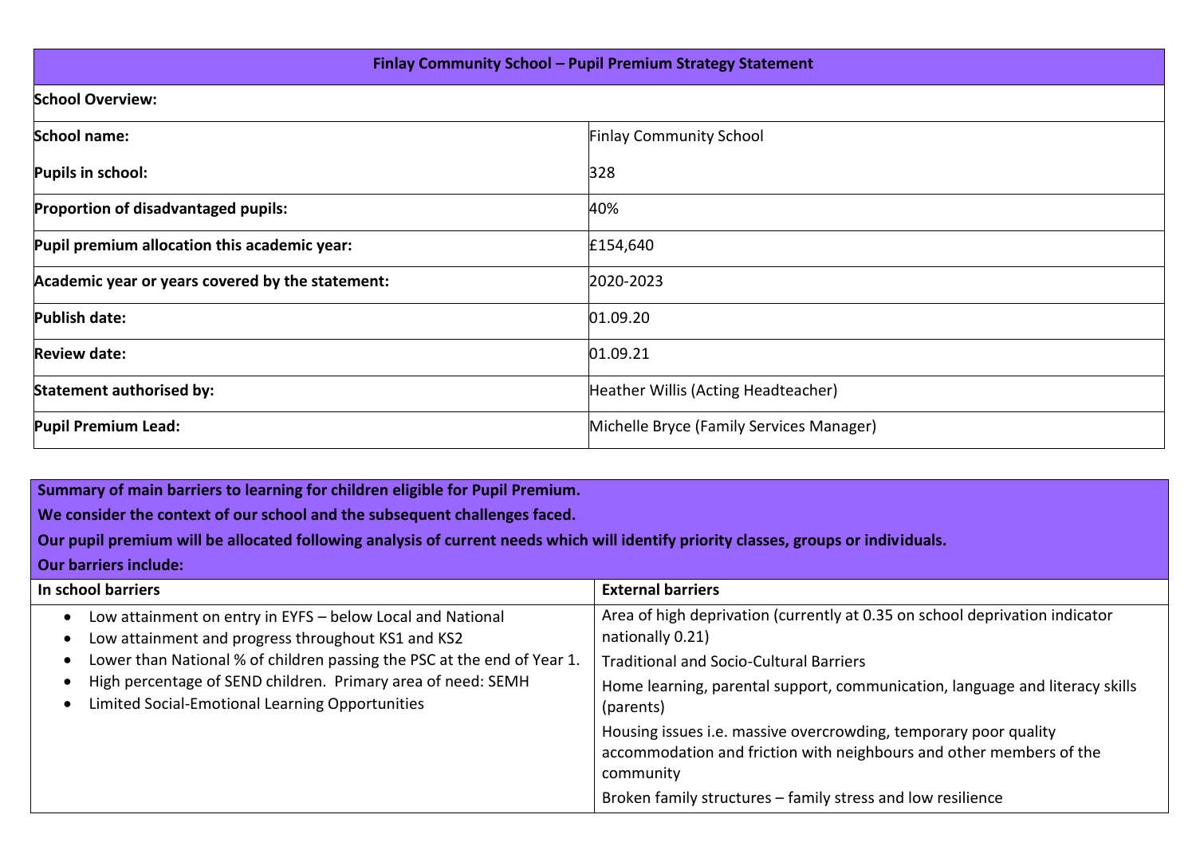| Finlay Community School – Pupil Premium Strategy Statement | |
|---|---|
| **School Overview:** | |
| **School name:** | Finlay Community School |
| **Pupils in school:** | 328 |
| **Proportion of disadvantaged pupils:** | 40% |
| **Pupil premium allocation this academic year:** | £154,640 |
| **Academic year or years covered by the statement:** | 2020-2023 |
| **Publish date:** | 01.09.20 |
| **Review date:** | 01.09.21 |
| **Statement authorised by:** | Heather Willis (Acting Headteacher) |
| **Pupil Premium Lead:** | Michelle Bryce (Family Services Manager) |

| **Summary of main barriers to learning for children eligible for Pupil Premium.**<br>**We consider the context of our school and the subsequent challenges faced.**<br>**Our pupil premium will be allocated following analysis of current needs which will identify priority classes, groups or individuals.**<br>**Our barriers include:** | |
|---|---|
| **In school barriers** | **External barriers** |
| • Low attainment on entry in EYFS – below Local and National<br>• Low attainment and progress throughout KS1 and KS2<br>• Lower than National % of children passing the PSC at the end of Year 1.<br>• High percentage of SEND children. Primary area of need: SEMH<br>• Limited Social-Emotional Learning Opportunities | Area of high deprivation (currently at 0.35 on school deprivation indicator nationally 0.21)<br>Traditional and Socio-Cultural Barriers<br>Home learning, parental support, communication, language and literacy skills (parents)<br>Housing issues i.e. massive overcrowding, temporary poor quality accommodation and friction with neighbours and other members of the community<br>Broken family structures – family stress and low resilience |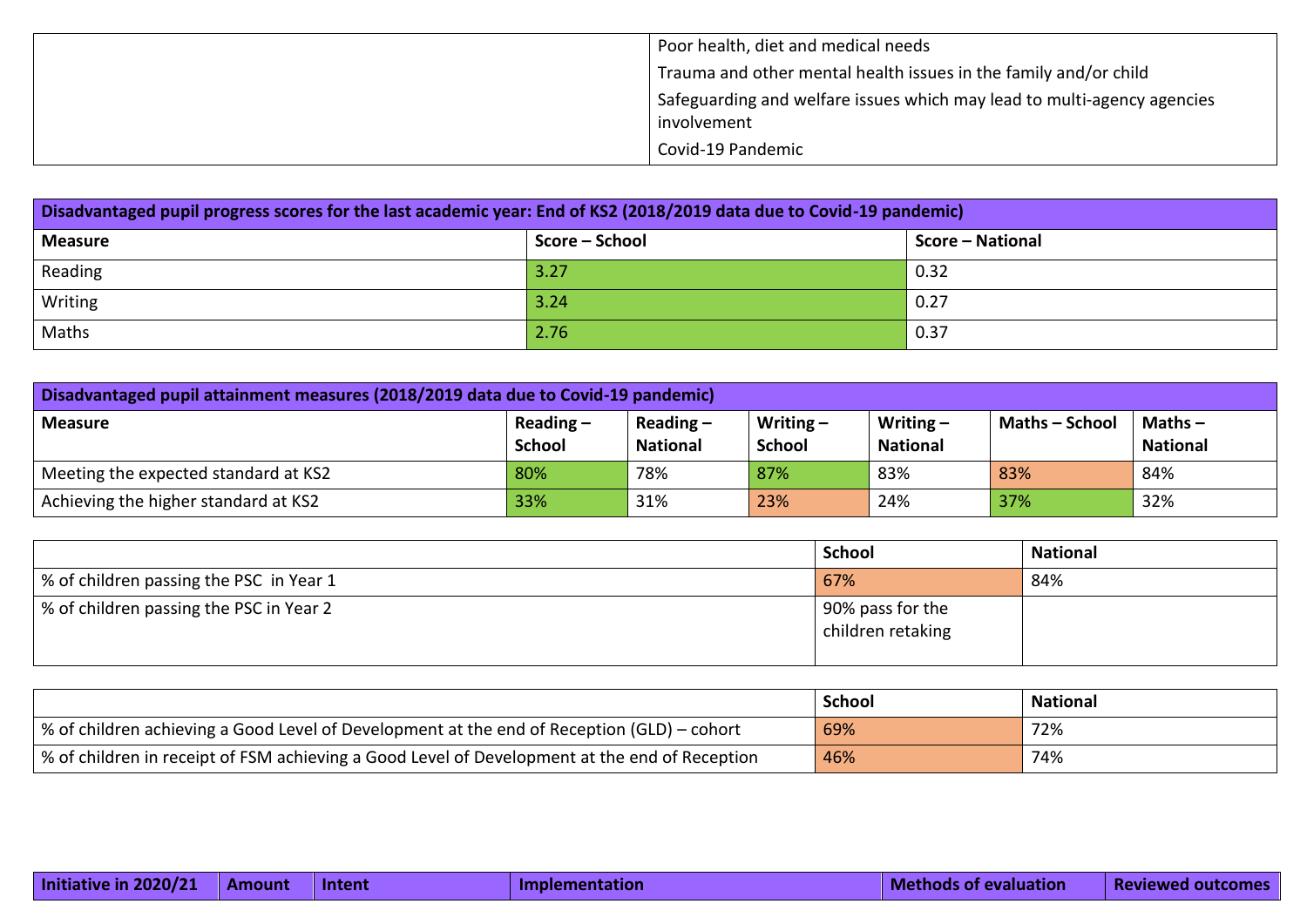| | |
|---|---|
| | Poor health, diet and medical needs<br>Trauma and other mental health issues in the family and/or child<br>Safeguarding and welfare issues which may lead to multi-agency agencies involvement<br>Covid-19 Pandemic |

| Disadvantaged pupil progress scores for the last academic year: End of KS2 (2018/2019 data due to Covid-19 pandemic) | | |
|---|---|---|
| **Measure** | **Score – School** | **Score – National** |
| Reading | 3.27 | 0.32 |
| Writing | 3.24 | 0.27 |
| Maths | 2.76 | 0.37 |

| Disadvantaged pupil attainment measures (2018/2019 data due to Covid-19 pandemic) | | | | | | |
|---|---|---|---|---|---|---|
| **Measure** | **Reading – School** | **Reading – National** | **Writing – School** | **Writing – National** | **Maths – School** | **Maths – National** |
| Meeting the expected standard at KS2 | 80% | 78% | 87% | 83% | 83% | 84% |
| Achieving the higher standard at KS2 | 33% | 31% | 23% | 24% | 37% | 32% |

| | School | National |
|---|---|---|
| % of children passing the PSC in Year 1 | 67% | 84% |
| % of children passing the PSC in Year 2 | 90% pass for the children retaking | |

| | School | National |
|---|---|---|
| % of children achieving a Good Level of Development at the end of Reception (GLD) – cohort | 69% | 72% |
| % of children in receipt of FSM achieving a Good Level of Development at the end of Reception | 46% | 74% |

| Initiative in 2020/21 | Amount | Intent | Implementation | Methods of evaluation | Reviewed outcomes |
|---|---|---|---|---|---|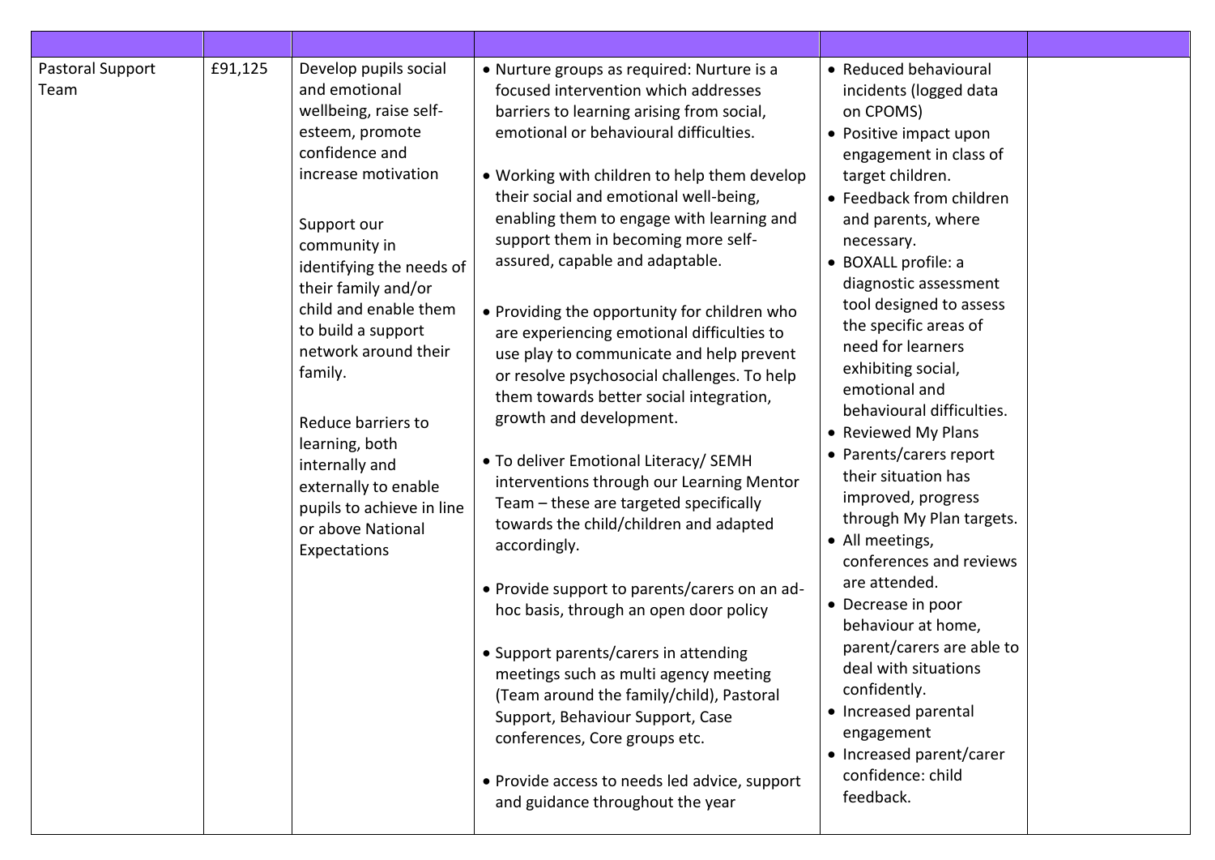| | | | | | |
|---|---|---|---|---|---|
| Pastoral Support Team | £91,125 | Develop pupils social and emotional wellbeing, raise self-esteem, promote confidence and increase motivation<br><br>Support our community in identifying the needs of their family and/or child and enable them to build a support network around their family.<br><br>Reduce barriers to learning, both internally and externally to enable pupils to achieve in line or above National Expectations | • Nurture groups as required: Nurture is a focused intervention which addresses barriers to learning arising from social, emotional or behavioural difficulties.<br><br>• Working with children to help them develop their social and emotional well-being, enabling them to engage with learning and support them in becoming more self-assured, capable and adaptable.<br><br>• Providing the opportunity for children who are experiencing emotional difficulties to use play to communicate and help prevent or resolve psychosocial challenges. To help them towards better social integration, growth and development.<br><br>• To deliver Emotional Literacy/ SEMH interventions through our Learning Mentor Team – these are targeted specifically towards the child/children and adapted accordingly.<br><br>• Provide support to parents/carers on an ad-hoc basis, through an open door policy<br><br>• Support parents/carers in attending meetings such as multi agency meeting (Team around the family/child), Pastoral Support, Behaviour Support, Case conferences, Core groups etc.<br><br>• Provide access to needs led advice, support and guidance throughout the year | • Reduced behavioural incidents (logged data on CPOMS)<br>• Positive impact upon engagement in class of target children.<br>• Feedback from children and parents, where necessary.<br>• BOXALL profile: a diagnostic assessment tool designed to assess the specific areas of need for learners exhibiting social, emotional and behavioural difficulties.<br>• Reviewed My Plans<br>• Parents/carers report their situation has improved, progress through My Plan targets.<br>• All meetings, conferences and reviews are attended.<br>• Decrease in poor behaviour at home, parent/carers are able to deal with situations confidently.<br>• Increased parental engagement<br>• Increased parent/carer confidence: child feedback. | |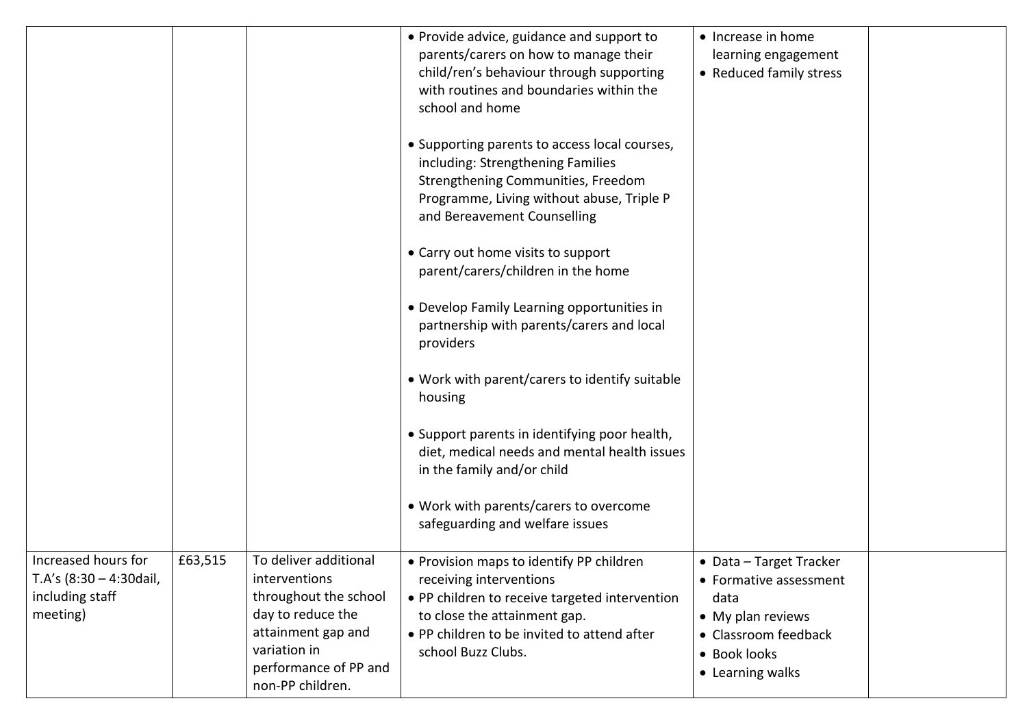| | | | | | |
|---|---|---|---|---|---|
| | | | • Provide advice, guidance and support to parents/carers on how to manage their child/ren's behaviour through supporting with routines and boundaries within the school and home<br><br>• Supporting parents to access local courses, including: Strengthening Families Strengthening Communities, Freedom Programme, Living without abuse, Triple P and Bereavement Counselling<br><br>• Carry out home visits to support parent/carers/children in the home<br><br>• Develop Family Learning opportunities in partnership with parents/carers and local providers<br><br>• Work with parent/carers to identify suitable housing<br><br>• Support parents in identifying poor health, diet, medical needs and mental health issues in the family and/or child<br><br>• Work with parents/carers to overcome safeguarding and welfare issues | • Increase in home learning engagement<br>• Reduced family stress | |
| Increased hours for T.A's (8:30 – 4:30dail, including staff meeting) | £63,515 | To deliver additional interventions throughout the school day to reduce the attainment gap and variation in performance of PP and non-PP children. | • Provision maps to identify PP children receiving interventions<br>• PP children to receive targeted intervention to close the attainment gap.<br>• PP children to be invited to attend after school Buzz Clubs. | • Data – Target Tracker<br>• Formative assessment data<br>• My plan reviews<br>• Classroom feedback<br>• Book looks<br>• Learning walks | |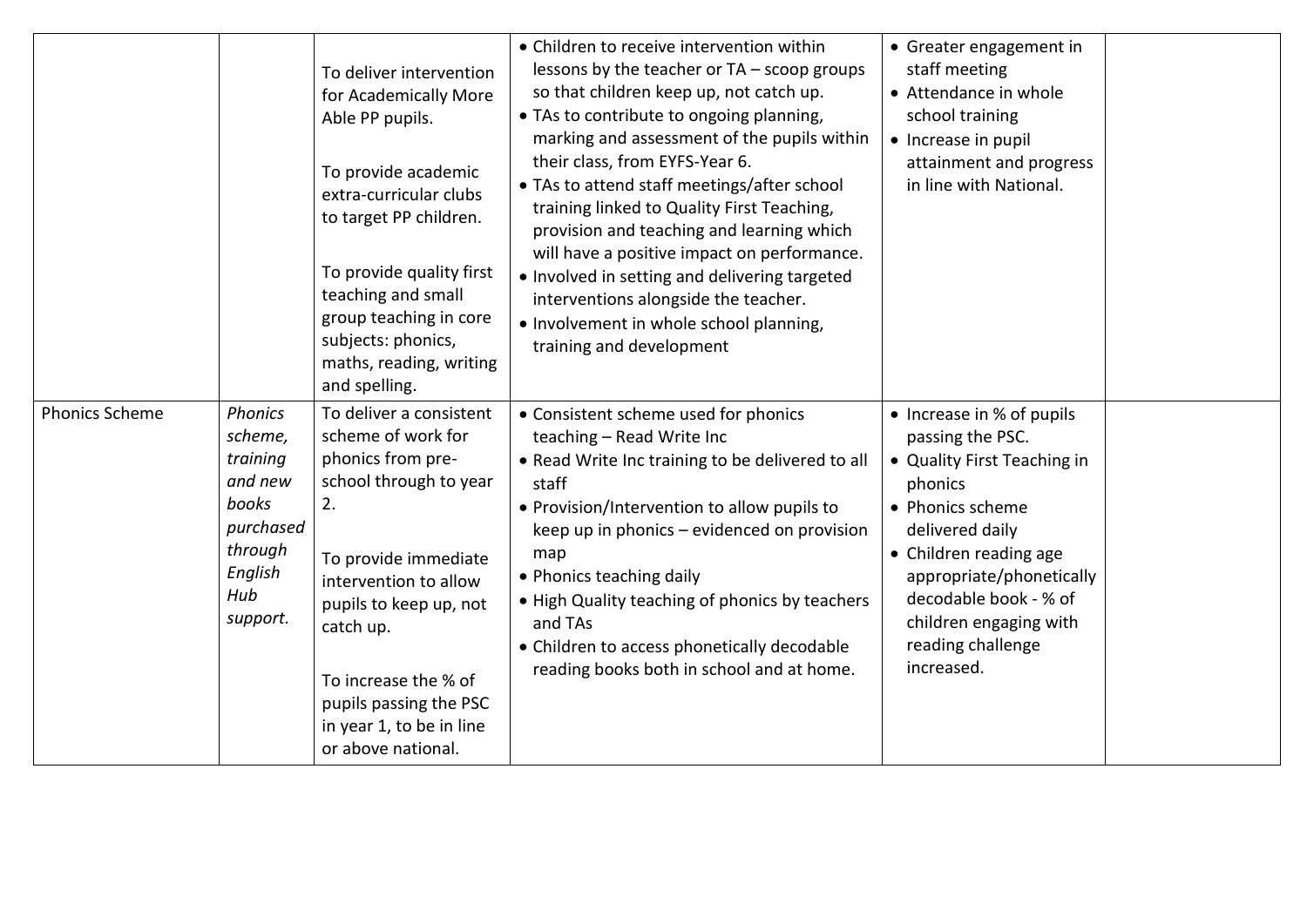| | | | | | |
|---|---|---|---|---|---|
| | | To deliver intervention for Academically More Able PP pupils.<br><br>To provide academic extra-curricular clubs to target PP children.<br><br>To provide quality first teaching and small group teaching in core subjects: phonics, maths, reading, writing and spelling. | • Children to receive intervention within lessons by the teacher or TA – scoop groups so that children keep up, not catch up.<br>• TAs to contribute to ongoing planning, marking and assessment of the pupils within their class, from EYFS-Year 6.<br>• TAs to attend staff meetings/after school training linked to Quality First Teaching, provision and teaching and learning which will have a positive impact on performance.<br>• Involved in setting and delivering targeted interventions alongside the teacher.<br>• Involvement in whole school planning, training and development | • Greater engagement in staff meeting<br>• Attendance in whole school training<br>• Increase in pupil attainment and progress in line with National. | |
| Phonics Scheme | *Phonics scheme, training and new books purchased through English Hub support.* | To deliver a consistent scheme of work for phonics from pre-school through to year 2.<br><br>To provide immediate intervention to allow pupils to keep up, not catch up.<br><br>To increase the % of pupils passing the PSC in year 1, to be in line or above national. | • Consistent scheme used for phonics teaching – Read Write Inc<br>• Read Write Inc training to be delivered to all staff<br>• Provision/Intervention to allow pupils to keep up in phonics – evidenced on provision map<br>• Phonics teaching daily<br>• High Quality teaching of phonics by teachers and TAs<br>• Children to access phonetically decodable reading books both in school and at home. | • Increase in % of pupils passing the PSC.<br>• Quality First Teaching in phonics<br>• Phonics scheme delivered daily<br>• Children reading age appropriate/phonetically decodable book - % of children engaging with reading challenge increased. | |